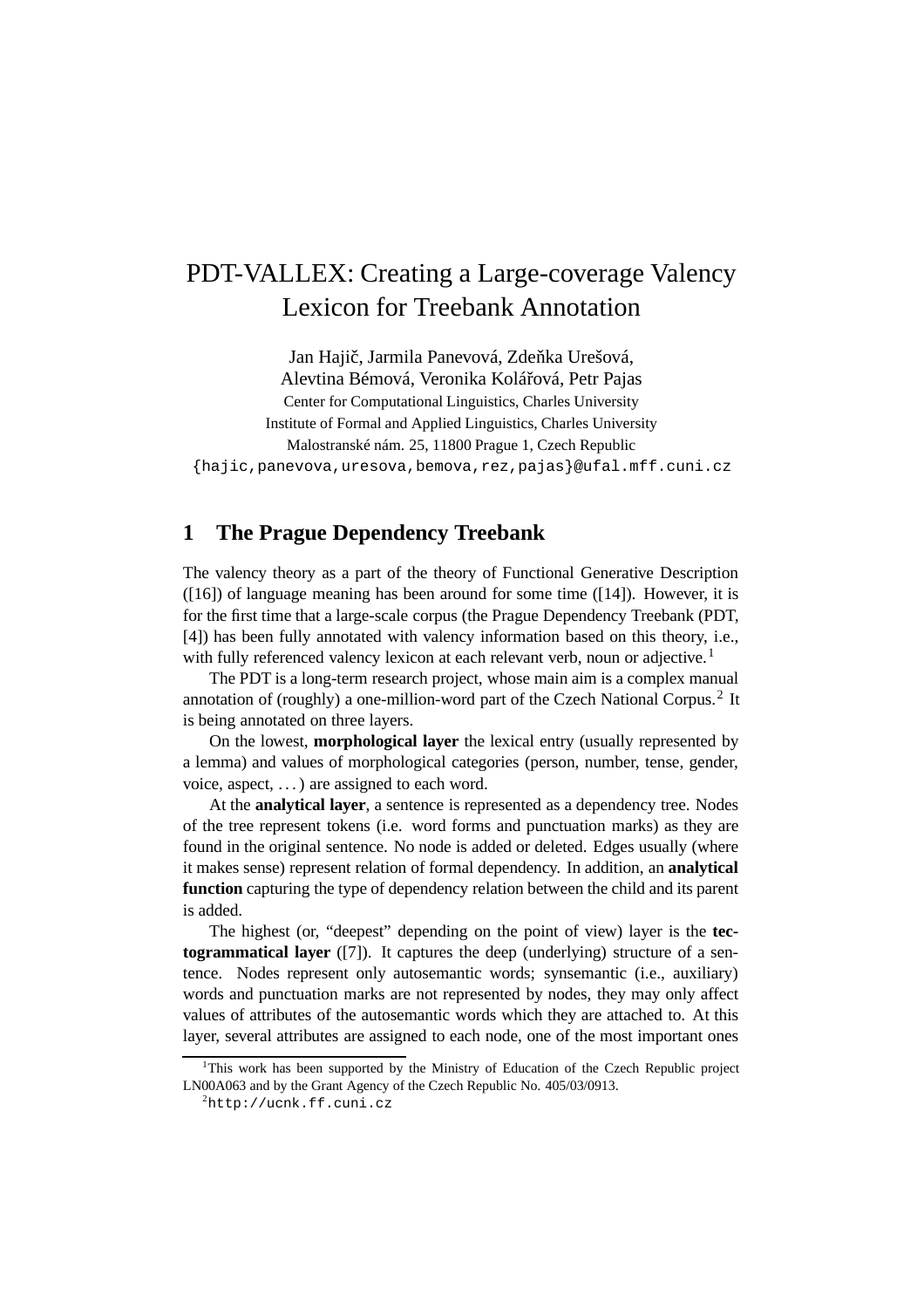# PDT-VALLEX: Creating a Large-coverage Valency Lexicon for Treebank Annotation

Jan Hajič, Jarmila Panevová, Zdeňka Urešová,
Alevtina Bémová, Veronika Kolářová, Petr Pajas
Center for Computational Linguistics, Charles University
Institute of Formal and Applied Linguistics, Charles University
Malostranské nám. 25, 11800 Prague 1, Czech Republic
`{hajic,panevova,uresova,bemova,rez,pajas}@ufal.mff.cuni.cz`

## 1 The Prague Dependency Treebank

The valency theory as a part of the theory of Functional Generative Description ([16]) of language meaning has been around for some time ([14]). However, it is for the first time that a large-scale corpus (the Prague Dependency Treebank (PDT, [4]) has been fully annotated with valency information based on this theory, i.e., with fully referenced valency lexicon at each relevant verb, noun or adjective.[1]

The PDT is a long-term research project, whose main aim is a complex manual annotation of (roughly) a one-million-word part of the Czech National Corpus.[2] It is being annotated on three layers.

On the lowest, **morphological layer** the lexical entry (usually represented by a lemma) and values of morphological categories (person, number, tense, gender, voice, aspect, . . . ) are assigned to each word.

At the **analytical layer**, a sentence is represented as a dependency tree. Nodes of the tree represent tokens (i.e. word forms and punctuation marks) as they are found in the original sentence. No node is added or deleted. Edges usually (where it makes sense) represent relation of formal dependency. In addition, an **analytical function** capturing the type of dependency relation between the child and its parent is added.

The highest (or, "deepest" depending on the point of view) layer is the **tectogrammatical layer** ([7]). It captures the deep (underlying) structure of a sentence. Nodes represent only autosemantic words; synsemantic (i.e., auxiliary) words and punctuation marks are not represented by nodes, they may only affect values of attributes of the autosemantic words which they are attached to. At this layer, several attributes are assigned to each node, one of the most important ones

[1] This work has been supported by the Ministry of Education of the Czech Republic project LN00A063 and by the Grant Agency of the Czech Republic No. 405/03/0913.

[2] `http://ucnk.ff.cuni.cz`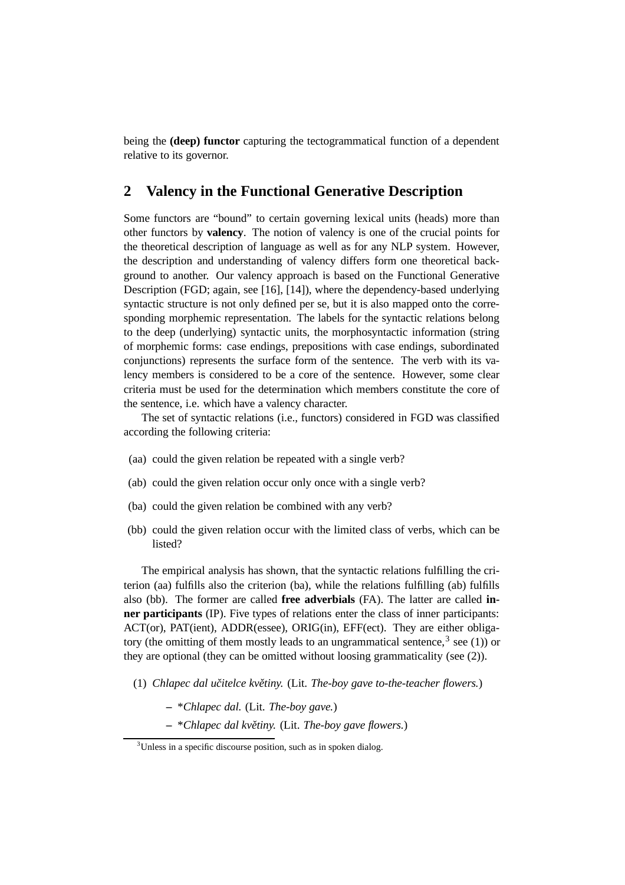being the **(deep) functor** capturing the tectogrammatical function of a dependent relative to its governor.

## 2 Valency in the Functional Generative Description

Some functors are "bound" to certain governing lexical units (heads) more than other functors by **valency**. The notion of valency is one of the crucial points for the theoretical description of language as well as for any NLP system. However, the description and understanding of valency differs form one theoretical background to another. Our valency approach is based on the Functional Generative Description (FGD; again, see [16], [14]), where the dependency-based underlying syntactic structure is not only defined per se, but it is also mapped onto the corresponding morphemic representation. The labels for the syntactic relations belong to the deep (underlying) syntactic units, the morphosyntactic information (string of morphemic forms: case endings, prepositions with case endings, subordinated conjunctions) represents the surface form of the sentence. The verb with its valency members is considered to be a core of the sentence. However, some clear criteria must be used for the determination which members constitute the core of the sentence, i.e. which have a valency character.

The set of syntactic relations (i.e., functors) considered in FGD was classified according the following criteria:

- (aa) could the given relation be repeated with a single verb?
- (ab) could the given relation occur only once with a single verb?
- (ba) could the given relation be combined with any verb?
- (bb) could the given relation occur with the limited class of verbs, which can be listed?

The empirical analysis has shown, that the syntactic relations fulfilling the criterion (aa) fulfills also the criterion (ba), while the relations fulfilling (ab) fulfills also (bb). The former are called **free adverbials** (FA). The latter are called **inner participants** (IP). Five types of relations enter the class of inner participants: ACT(or), PAT(ient), ADDR(essee), ORIG(in), EFF(ect). They are either obligatory (the omitting of them mostly leads to an ungrammatical sentence,[3] see (1)) or they are optional (they can be omitted without loosing grammaticality (see (2)).

(1) *Chlapec dal učitelce květiny.* (Lit. *The-boy gave to-the-teacher flowers.*)

- *\*Chlapec dal.* (Lit. *The-boy gave.*)
- *\*Chlapec dal květiny.* (Lit. *The-boy gave flowers.*)

[3] Unless in a specific discourse position, such as in spoken dialog.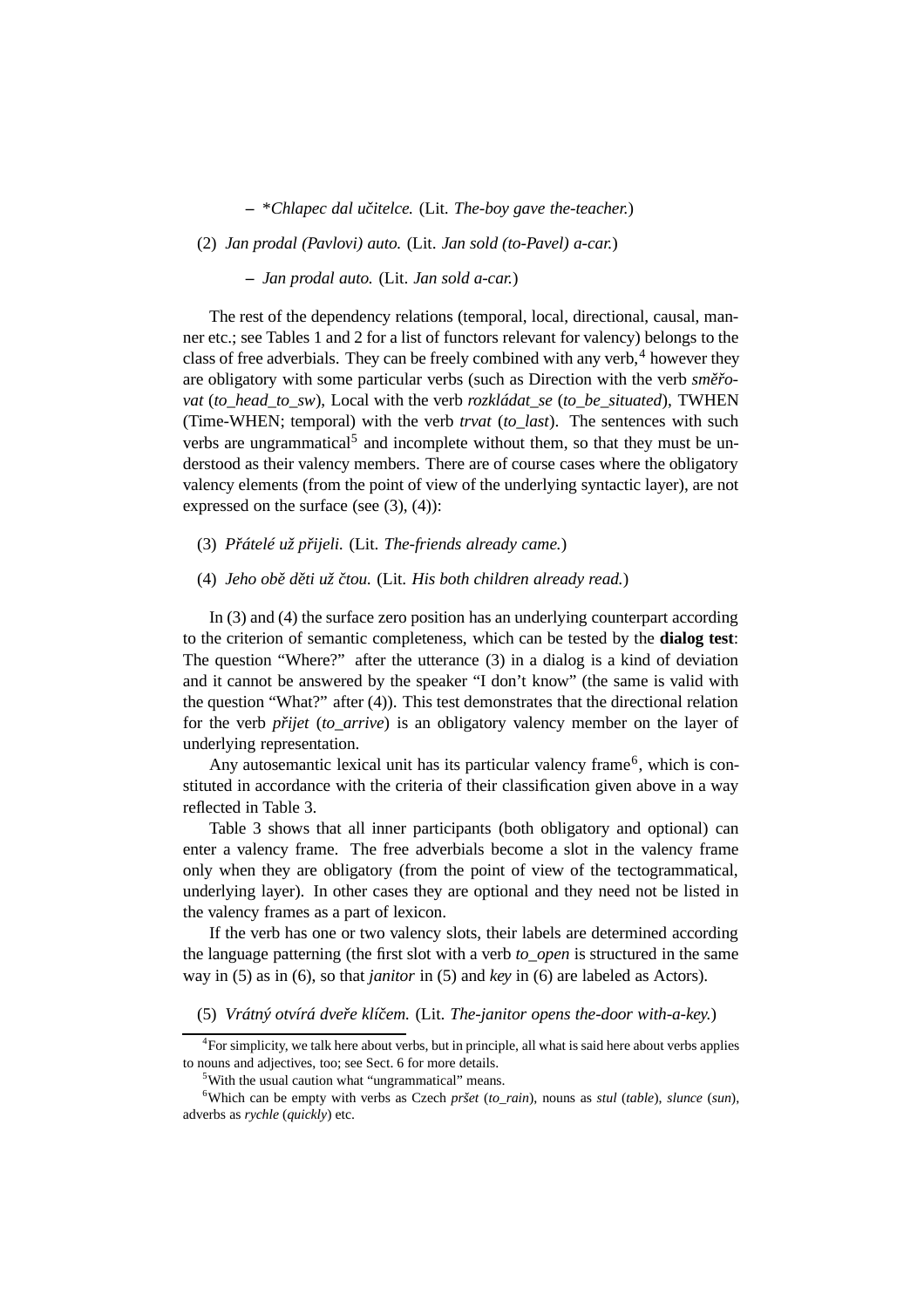– **Chlapec dal učitelce.* (Lit. *The-boy gave the-teacher.*)

(2) *Jan prodal (Pavlovi) auto.* (Lit. *Jan sold (to-Pavel) a-car.*)

– *Jan prodal auto.* (Lit. *Jan sold a-car.*)

The rest of the dependency relations (temporal, local, directional, causal, manner etc.; see Tables 1 and 2 for a list of functors relevant for valency) belongs to the class of free adverbials. They can be freely combined with any verb,[4] however they are obligatory with some particular verbs (such as Direction with the verb *směřovat* (*to_head_to_sw*), Local with the verb *rozkládat_se* (*to_be_situated*), TWHEN (Time-WHEN; temporal) with the verb *trvat* (*to_last*). The sentences with such verbs are ungrammatical[5] and incomplete without them, so that they must be understood as their valency members. There are of course cases where the obligatory valency elements (from the point of view of the underlying syntactic layer), are not expressed on the surface (see (3), (4)):

(3) *Přátelé už přijeli.* (Lit. *The-friends already came.*)

(4) *Jeho obě děti už čtou.* (Lit. *His both children already read.*)

In (3) and (4) the surface zero position has an underlying counterpart according to the criterion of semantic completeness, which can be tested by the **dialog test**: The question "Where?" after the utterance (3) in a dialog is a kind of deviation and it cannot be answered by the speaker "I don't know" (the same is valid with the question "What?" after (4)). This test demonstrates that the directional relation for the verb *přijet* (*to_arrive*) is an obligatory valency member on the layer of underlying representation.

Any autosemantic lexical unit has its particular valency frame[6], which is constituted in accordance with the criteria of their classification given above in a way reflected in Table 3.

Table 3 shows that all inner participants (both obligatory and optional) can enter a valency frame. The free adverbials become a slot in the valency frame only when they are obligatory (from the point of view of the tectogrammatical, underlying layer). In other cases they are optional and they need not be listed in the valency frames as a part of lexicon.

If the verb has one or two valency slots, their labels are determined according the language patterning (the first slot with a verb *to_open* is structured in the same way in (5) as in (6), so that *janitor* in (5) and *key* in (6) are labeled as Actors).

(5) *Vrátný otvírá dveře klíčem.* (Lit. *The-janitor opens the-door with-a-key.*)

---

[4] For simplicity, we talk here about verbs, but in principle, all what is said here about verbs applies to nouns and adjectives, too; see Sect. 6 for more details.

[5] With the usual caution what "ungrammatical" means.

[6] Which can be empty with verbs as Czech *pršet* (*to_rain*), nouns as *stul* (*table*), *slunce* (*sun*), adverbs as *rychle* (*quickly*) etc.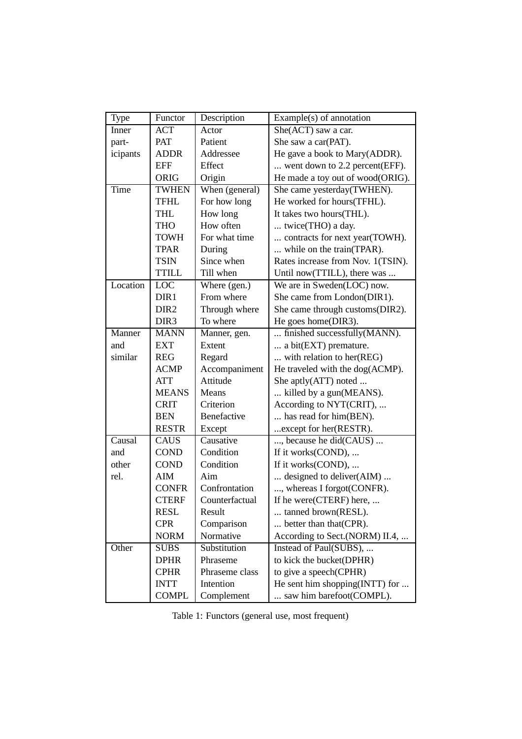| Type | Functor | Description | Example(s) of annotation |
|---|---|---|---|
| Inner part-icipants | ACT | Actor | She(ACT) saw a car. |
| | PAT | Patient | She saw a car(PAT). |
| | ADDR | Addressee | He gave a book to Mary(ADDR). |
| | EFF | Effect | ... went down to 2.2 percent(EFF). |
| | ORIG | Origin | He made a toy out of wood(ORIG). |
| Time | TWHEN | When (general) | She came yesterday(TWHEN). |
| | TFHL | For how long | He worked for hours(TFHL). |
| | THL | How long | It takes two hours(THL). |
| | THO | How often | ... twice(THO) a day. |
| | TOWH | For what time | ... contracts for next year(TOWH). |
| | TPAR | During | ... while on the train(TPAR). |
| | TSIN | Since when | Rates increase from Nov. 1(TSIN). |
| | TTILL | Till when | Until now(TTILL), there was ... |
| Location | LOC | Where (gen.) | We are in Sweden(LOC) now. |
| | DIR1 | From where | She came from London(DIR1). |
| | DIR2 | Through where | She came through customs(DIR2). |
| | DIR3 | To where | He goes home(DIR3). |
| Manner and similar | MANN | Manner, gen. | ... finished successfully(MANN). |
| | EXT | Extent | ... a bit(EXT) premature. |
| | REG | Regard | ... with relation to her(REG) |
| | ACMP | Accompaniment | He traveled with the dog(ACMP). |
| | ATT | Attitude | She aptly(ATT) noted ... |
| | MEANS | Means | ... killed by a gun(MEANS). |
| | CRIT | Criterion | According to NYT(CRIT), ... |
| | BEN | Benefactive | ... has read for him(BEN). |
| | RESTR | Except | ...except for her(RESTR). |
| Causal and other rel. | CAUS | Causative | ..., because he did(CAUS) ... |
| | COND | Condition | If it works(COND), ... |
| | COND | Condition | If it works(COND), ... |
| | AIM | Aim | ... designed to deliver(AIM) ... |
| | CONFR | Confrontation | ..., whereas I forgot(CONFR). |
| | CTERF | Counterfactual | If he were(CTERF) here, ... |
| | RESL | Result | ... tanned brown(RESL). |
| | CPR | Comparison | ... better than that(CPR). |
| | NORM | Normative | According to Sect.(NORM) II.4, ... |
| Other | SUBS | Substitution | Instead of Paul(SUBS), ... |
| | DPHR | Phraseme | to kick the bucket(DPHR) |
| | CPHR | Phraseme class | to give a speech(CPHR) |
| | INTT | Intention | He sent him shopping(INTT) for ... |
| | COMPL | Complement | ... saw him barefoot(COMPL). |

Table 1: Functors (general use, most frequent)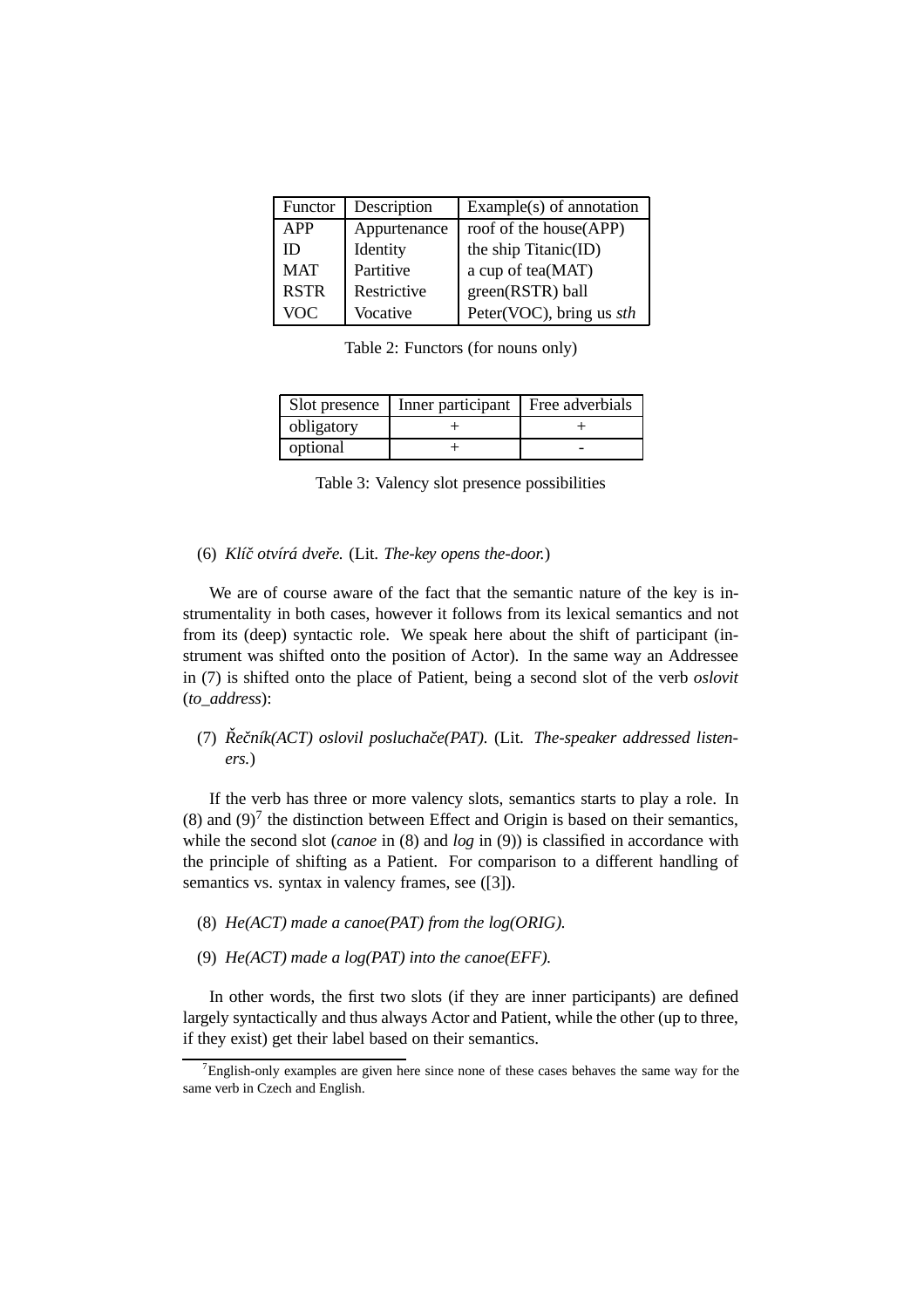| Functor | Description | Example(s) of annotation |
| --- | --- | --- |
| APP | Appurtenance | roof of the house(APP) |
| ID | Identity | the ship Titanic(ID) |
| MAT | Partitive | a cup of tea(MAT) |
| RSTR | Restrictive | green(RSTR) ball |
| VOC | Vocative | Peter(VOC), bring us *sth* |

Table 2: Functors (for nouns only)

| Slot presence | Inner participant | Free adverbials |
| --- | --- | --- |
| obligatory | + | + |
| optional | + | - |

Table 3: Valency slot presence possibilities

(6) *Klíč otvírá dveře.* (Lit. *The-key opens the-door.*)

We are of course aware of the fact that the semantic nature of the key is instrumentality in both cases, however it follows from its lexical semantics and not from its (deep) syntactic role. We speak here about the shift of participant (instrument was shifted onto the position of Actor). In the same way an Addressee in (7) is shifted onto the place of Patient, being a second slot of the verb *oslovit* (*to_address*):

(7) *Řečník(ACT) oslovil posluchače(PAT).* (Lit. *The-speaker addressed listeners.*)

If the verb has three or more valency slots, semantics starts to play a role. In (8) and (9)[7] the distinction between Effect and Origin is based on their semantics, while the second slot (*canoe* in (8) and *log* in (9)) is classified in accordance with the principle of shifting as a Patient. For comparison to a different handling of semantics vs. syntax in valency frames, see ([3]).

(8) *He(ACT) made a canoe(PAT) from the log(ORIG).*

(9) *He(ACT) made a log(PAT) into the canoe(EFF).*

In other words, the first two slots (if they are inner participants) are defined largely syntactically and thus always Actor and Patient, while the other (up to three, if they exist) get their label based on their semantics.

[7]English-only examples are given here since none of these cases behaves the same way for the same verb in Czech and English.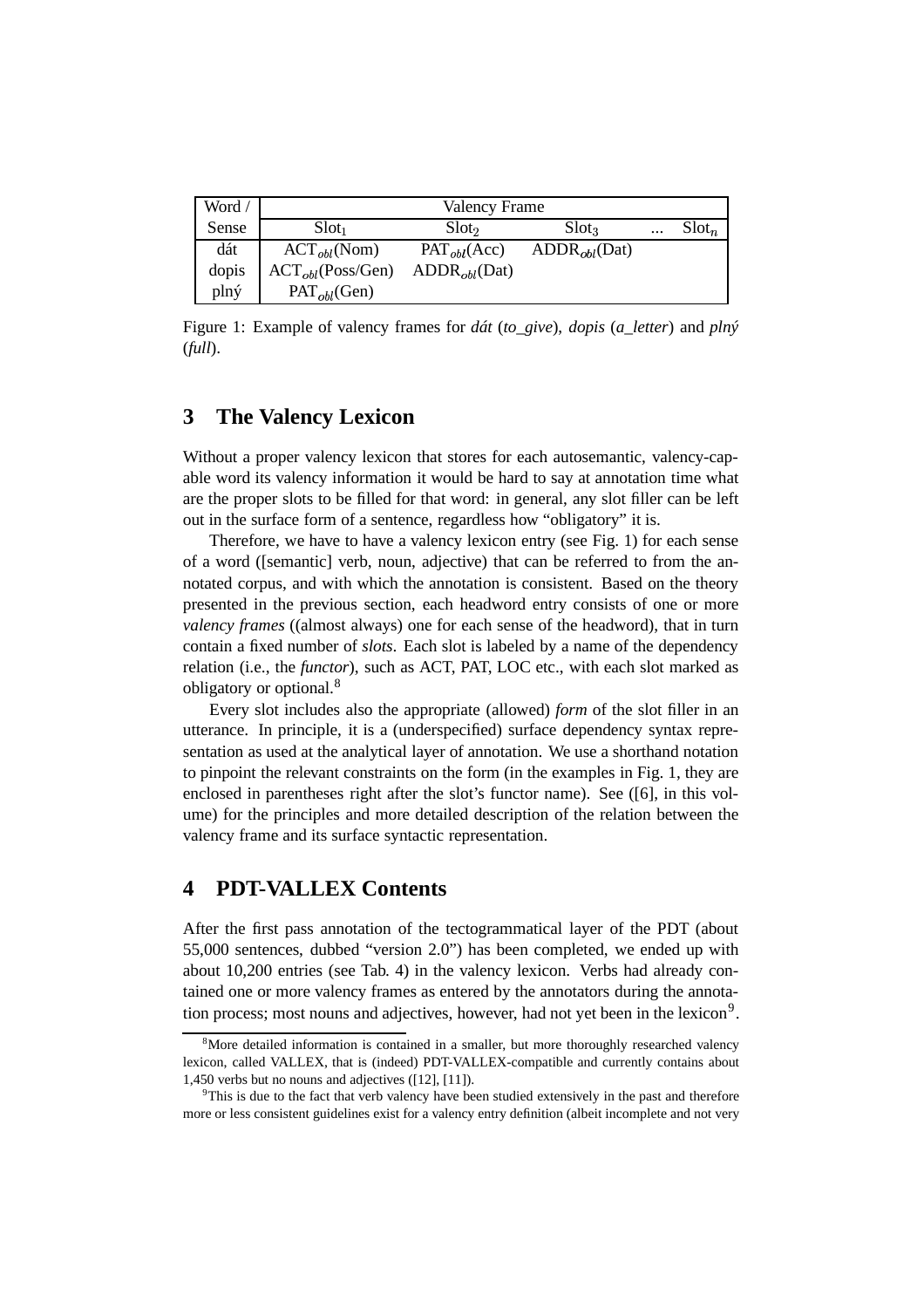| Word / | Valency Frame | | | | |
|---|---|---|---|---|---|
| Sense | $\text{Slot}_1$ | $\text{Slot}_2$ | $\text{Slot}_3$ | ... | $\text{Slot}_n$ |
| dát | $\text{ACT}_{obl}$(Nom) | $\text{PAT}_{obl}$(Acc) | $\text{ADDR}_{obl}$(Dat) | | |
| dopis | $\text{ACT}_{obl}$(Poss/Gen) | $\text{ADDR}_{obl}$(Dat) | | | |
| plný | $\text{PAT}_{obl}$(Gen) | | | | |

Figure 1: Example of valency frames for *dát* (*to_give*), *dopis* (*a_letter*) and *plný* (*full*).

## 3 The Valency Lexicon

Without a proper valency lexicon that stores for each autosemantic, valency-capable word its valency information it would be hard to say at annotation time what are the proper slots to be filled for that word: in general, any slot filler can be left out in the surface form of a sentence, regardless how "obligatory" it is.

Therefore, we have to have a valency lexicon entry (see Fig. 1) for each sense of a word ([semantic] verb, noun, adjective) that can be referred to from the annotated corpus, and with which the annotation is consistent. Based on the theory presented in the previous section, each headword entry consists of one or more *valency frames* ((almost always) one for each sense of the headword), that in turn contain a fixed number of *slots*. Each slot is labeled by a name of the dependency relation (i.e., the *functor*), such as ACT, PAT, LOC etc., with each slot marked as obligatory or optional.[8]

Every slot includes also the appropriate (allowed) *form* of the slot filler in an utterance. In principle, it is a (underspecified) surface dependency syntax representation as used at the analytical layer of annotation. We use a shorthand notation to pinpoint the relevant constraints on the form (in the examples in Fig. 1, they are enclosed in parentheses right after the slot's functor name). See ([6], in this volume) for the principles and more detailed description of the relation between the valency frame and its surface syntactic representation.

## 4 PDT-VALLEX Contents

After the first pass annotation of the tectogrammatical layer of the PDT (about 55,000 sentences, dubbed "version 2.0") has been completed, we ended up with about 10,200 entries (see Tab. 4) in the valency lexicon. Verbs had already contained one or more valency frames as entered by the annotators during the annotation process; most nouns and adjectives, however, had not yet been in the lexicon[9].

[8]More detailed information is contained in a smaller, but more thoroughly researched valency lexicon, called VALLEX, that is (indeed) PDT-VALLEX-compatible and currently contains about 1,450 verbs but no nouns and adjectives ([12], [11]).

[9]This is due to the fact that verb valency have been studied extensively in the past and therefore more or less consistent guidelines exist for a valency entry definition (albeit incomplete and not very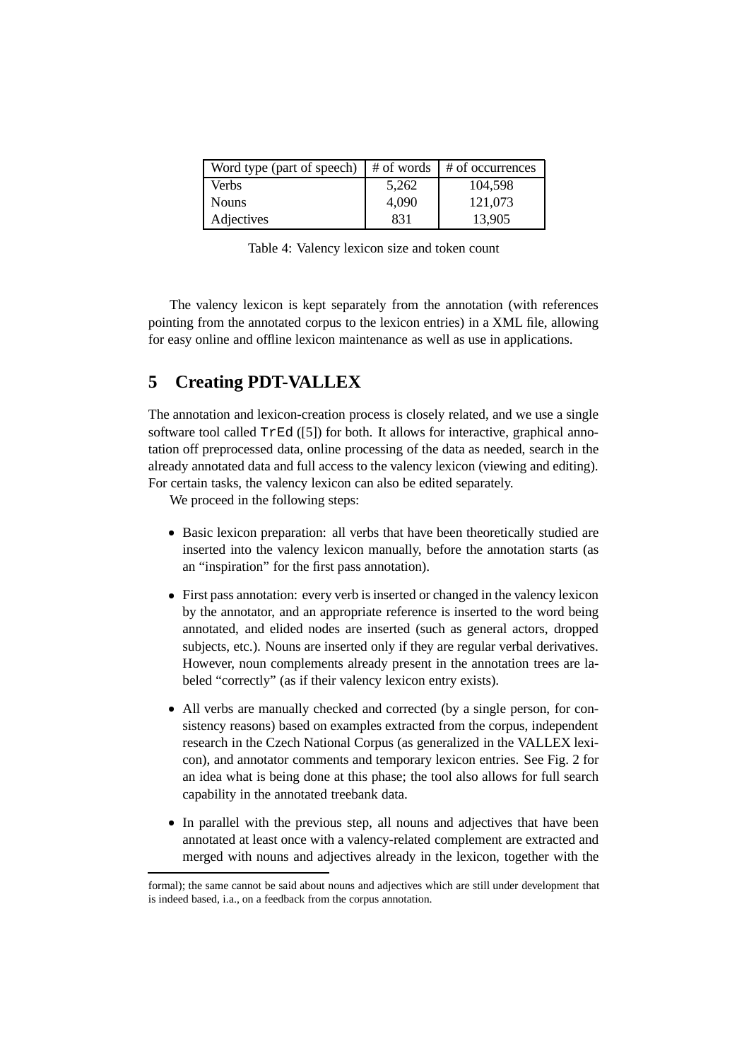| Word type (part of speech) | # of words | # of occurrences |
|---|---|---|
| Verbs | 5,262 | 104,598 |
| Nouns | 4,090 | 121,073 |
| Adjectives | 831 | 13,905 |

Table 4: Valency lexicon size and token count

The valency lexicon is kept separately from the annotation (with references pointing from the annotated corpus to the lexicon entries) in a XML file, allowing for easy online and offline lexicon maintenance as well as use in applications.

## 5 Creating PDT-VALLEX

The annotation and lexicon-creation process is closely related, and we use a single software tool called `TrEd` ([5]) for both. It allows for interactive, graphical annotation off preprocessed data, online processing of the data as needed, search in the already annotated data and full access to the valency lexicon (viewing and editing). For certain tasks, the valency lexicon can also be edited separately.

We proceed in the following steps:

- Basic lexicon preparation: all verbs that have been theoretically studied are inserted into the valency lexicon manually, before the annotation starts (as an "inspiration" for the first pass annotation).
- First pass annotation: every verb is inserted or changed in the valency lexicon by the annotator, and an appropriate reference is inserted to the word being annotated, and elided nodes are inserted (such as general actors, dropped subjects, etc.). Nouns are inserted only if they are regular verbal derivatives. However, noun complements already present in the annotation trees are labeled "correctly" (as if their valency lexicon entry exists).
- All verbs are manually checked and corrected (by a single person, for consistency reasons) based on examples extracted from the corpus, independent research in the Czech National Corpus (as generalized in the VALLEX lexicon), and annotator comments and temporary lexicon entries. See Fig. 2 for an idea what is being done at this phase; the tool also allows for full search capability in the annotated treebank data.
- In parallel with the previous step, all nouns and adjectives that have been annotated at least once with a valency-related complement are extracted and merged with nouns and adjectives already in the lexicon, together with the

formal); the same cannot be said about nouns and adjectives which are still under development that is indeed based, i.a., on a feedback from the corpus annotation.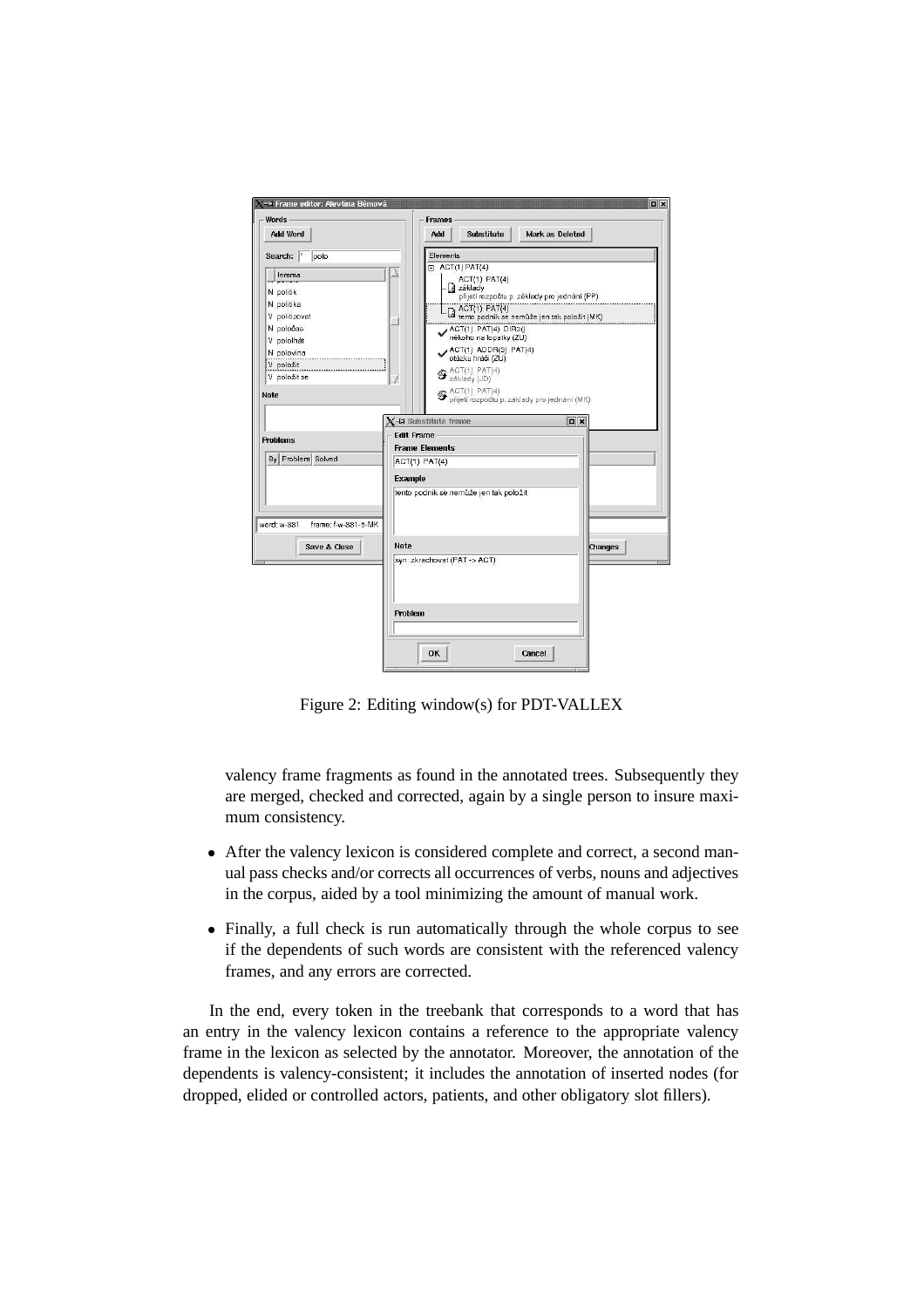Figure 2: Editing window(s) for PDT-VALLEX

valency frame fragments as found in the annotated trees. Subsequently they are merged, checked and corrected, again by a single person to insure maximum consistency.

- After the valency lexicon is considered complete and correct, a second manual pass checks and/or corrects all occurrences of verbs, nouns and adjectives in the corpus, aided by a tool minimizing the amount of manual work.
- Finally, a full check is run automatically through the whole corpus to see if the dependents of such words are consistent with the referenced valency frames, and any errors are corrected.

In the end, every token in the treebank that corresponds to a word that has an entry in the valency lexicon contains a reference to the appropriate valency frame in the lexicon as selected by the annotator. Moreover, the annotation of the dependents is valency-consistent; it includes the annotation of inserted nodes (for dropped, elided or controlled actors, patients, and other obligatory slot fillers).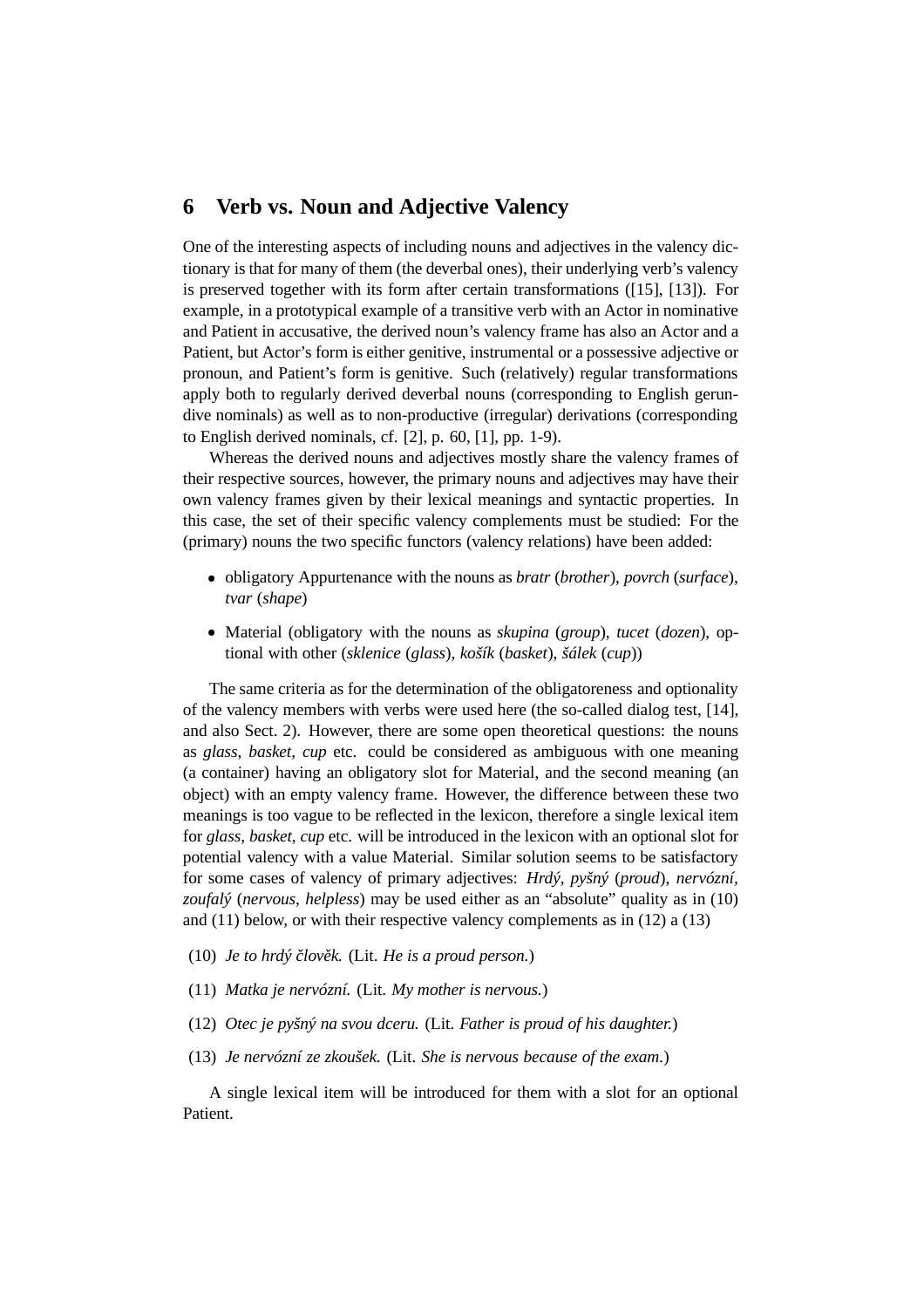## 6 Verb vs. Noun and Adjective Valency

One of the interesting aspects of including nouns and adjectives in the valency dictionary is that for many of them (the deverbal ones), their underlying verb's valency is preserved together with its form after certain transformations ([15], [13]). For example, in a prototypical example of a transitive verb with an Actor in nominative and Patient in accusative, the derived noun's valency frame has also an Actor and a Patient, but Actor's form is either genitive, instrumental or a possessive adjective or pronoun, and Patient's form is genitive. Such (relatively) regular transformations apply both to regularly derived deverbal nouns (corresponding to English gerundive nominals) as well as to non-productive (irregular) derivations (corresponding to English derived nominals, cf. [2], p. 60, [1], pp. 1-9).

Whereas the derived nouns and adjectives mostly share the valency frames of their respective sources, however, the primary nouns and adjectives may have their own valency frames given by their lexical meanings and syntactic properties. In this case, the set of their specific valency complements must be studied: For the (primary) nouns the two specific functors (valency relations) have been added:

- obligatory Appurtenance with the nouns as *bratr* (*brother*), *povrch* (*surface*), *tvar* (*shape*)
- Material (obligatory with the nouns as *skupina* (*group*), *tucet* (*dozen*), optional with other (*sklenice* (*glass*), *košík* (*basket*), *šálek* (*cup*))

The same criteria as for the determination of the obligatoreness and optionality of the valency members with verbs were used here (the so-called dialog test, [14], and also Sect. 2). However, there are some open theoretical questions: the nouns as *glass*, *basket*, *cup* etc. could be considered as ambiguous with one meaning (a container) having an obligatory slot for Material, and the second meaning (an object) with an empty valency frame. However, the difference between these two meanings is too vague to be reflected in the lexicon, therefore a single lexical item for *glass*, *basket*, *cup* etc. will be introduced in the lexicon with an optional slot for potential valency with a value Material. Similar solution seems to be satisfactory for some cases of valency of primary adjectives: *Hrdý*, *pyšný* (*proud*), *nervózní*, *zoufalý* (*nervous*, *helpless*) may be used either as an "absolute" quality as in (10) and (11) below, or with their respective valency complements as in (12) a (13)

(10) *Je to hrdý člověk.* (Lit. *He is a proud person.*)

(11) *Matka je nervózní.* (Lit. *My mother is nervous.*)

(12) *Otec je pyšný na svou dceru.* (Lit. *Father is proud of his daughter.*)

(13) *Je nervózní ze zkoušek.* (Lit. *She is nervous because of the exam.*)

A single lexical item will be introduced for them with a slot for an optional Patient.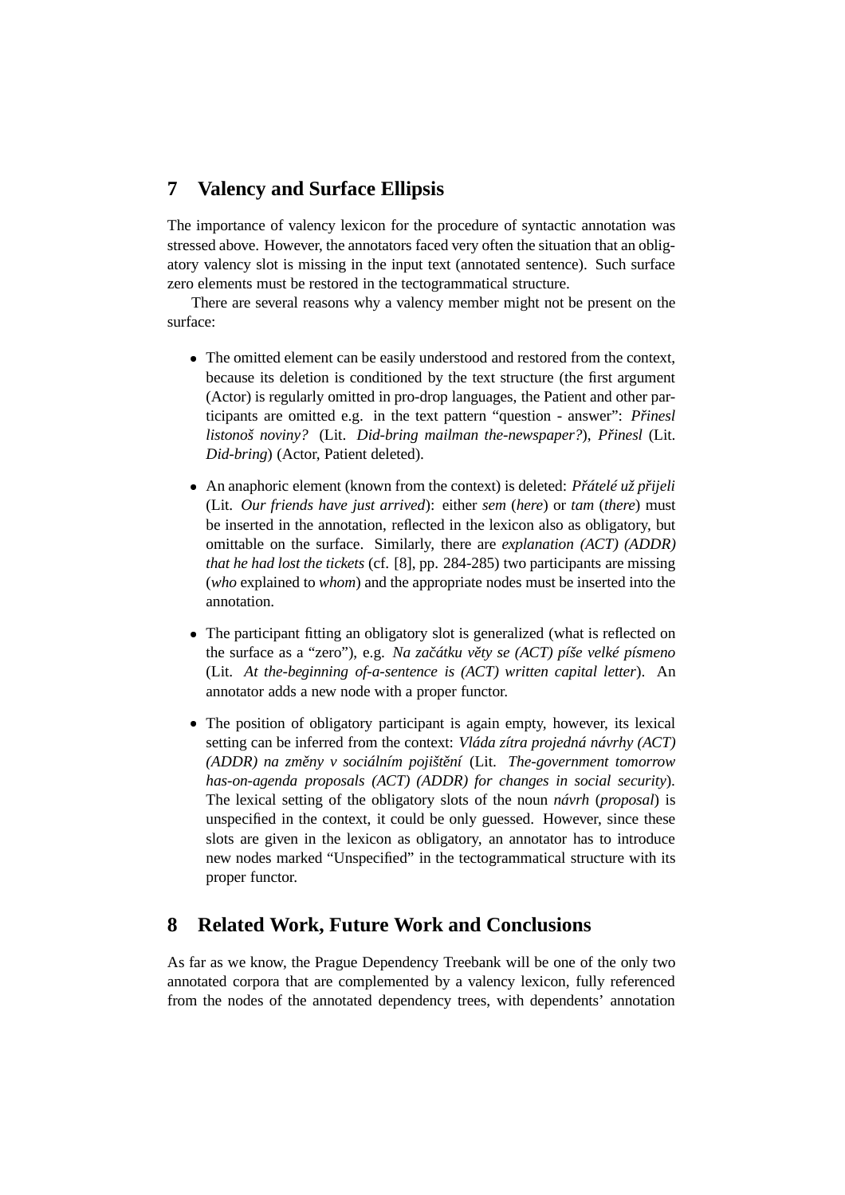## 7 Valency and Surface Ellipsis

The importance of valency lexicon for the procedure of syntactic annotation was stressed above. However, the annotators faced very often the situation that an obligatory valency slot is missing in the input text (annotated sentence). Such surface zero elements must be restored in the tectogrammatical structure.

There are several reasons why a valency member might not be present on the surface:

- The omitted element can be easily understood and restored from the context, because its deletion is conditioned by the text structure (the first argument (Actor) is regularly omitted in pro-drop languages, the Patient and other participants are omitted e.g. in the text pattern "question - answer": *Přinesl listonoš noviny?* (Lit. *Did-bring mailman the-newspaper?*), *Přinesl* (Lit. *Did-bring*) (Actor, Patient deleted).
- An anaphoric element (known from the context) is deleted: *Přátelé už přijeli* (Lit. *Our friends have just arrived*): either *sem* (*here*) or *tam* (*there*) must be inserted in the annotation, reflected in the lexicon also as obligatory, but omittable on the surface. Similarly, there are *explanation (ACT) (ADDR) that he had lost the tickets* (cf. [8], pp. 284-285) two participants are missing (*who* explained to *whom*) and the appropriate nodes must be inserted into the annotation.
- The participant fitting an obligatory slot is generalized (what is reflected on the surface as a "zero"), e.g. *Na začátku věty se (ACT) píše velké písmeno* (Lit. *At the-beginning of-a-sentence is (ACT) written capital letter*). An annotator adds a new node with a proper functor.
- The position of obligatory participant is again empty, however, its lexical setting can be inferred from the context: *Vláda zítra projedná návrhy (ACT) (ADDR) na změny v sociálním pojištění* (Lit. *The-government tomorrow has-on-agenda proposals (ACT) (ADDR) for changes in social security*). The lexical setting of the obligatory slots of the noun *návrh* (*proposal*) is unspecified in the context, it could be only guessed. However, since these slots are given in the lexicon as obligatory, an annotator has to introduce new nodes marked "Unspecified" in the tectogrammatical structure with its proper functor.

## 8 Related Work, Future Work and Conclusions

As far as we know, the Prague Dependency Treebank will be one of the only two annotated corpora that are complemented by a valency lexicon, fully referenced from the nodes of the annotated dependency trees, with dependents' annotation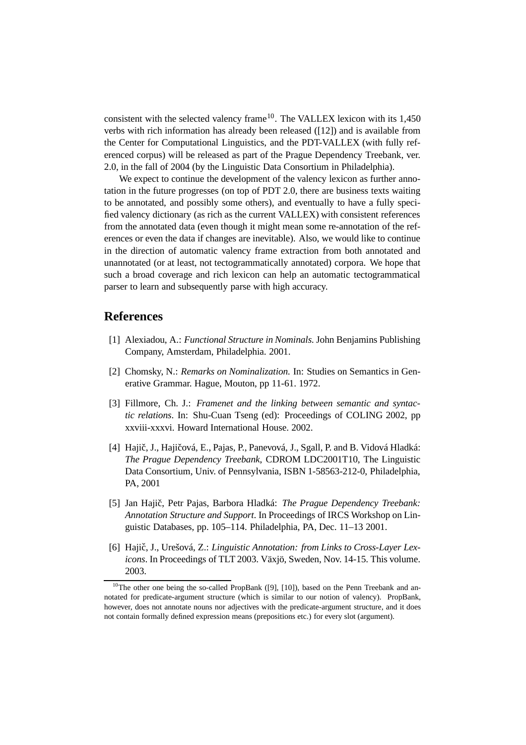consistent with the selected valency frame[10]. The VALLEX lexicon with its 1,450 verbs with rich information has already been released ([12]) and is available from the Center for Computational Linguistics, and the PDT-VALLEX (with fully referenced corpus) will be released as part of the Prague Dependency Treebank, ver. 2.0, in the fall of 2004 (by the Linguistic Data Consortium in Philadelphia).

We expect to continue the development of the valency lexicon as further annotation in the future progresses (on top of PDT 2.0, there are business texts waiting to be annotated, and possibly some others), and eventually to have a fully specified valency dictionary (as rich as the current VALLEX) with consistent references from the annotated data (even though it might mean some re-annotation of the references or even the data if changes are inevitable). Also, we would like to continue in the direction of automatic valency frame extraction from both annotated and unannotated (or at least, not tectogrammatically annotated) corpora. We hope that such a broad coverage and rich lexicon can help an automatic tectogrammatical parser to learn and subsequently parse with high accuracy.

## References

[1] Alexiadou, A.: *Functional Structure in Nominals.* John Benjamins Publishing Company, Amsterdam, Philadelphia. 2001.

[2] Chomsky, N.: *Remarks on Nominalization.* In: Studies on Semantics in Generative Grammar. Hague, Mouton, pp 11-61. 1972.

[3] Fillmore, Ch. J.: *Framenet and the linking between semantic and syntactic relations*. In: Shu-Cuan Tseng (ed): Proceedings of COLING 2002, pp xxviii-xxxvi. Howard International House. 2002.

[4] Hajič, J., Hajičová, E., Pajas, P., Panevová, J., Sgall, P. and B. Vidová Hladká: *The Prague Dependency Treebank*, CDROM LDC2001T10, The Linguistic Data Consortium, Univ. of Pennsylvania, ISBN 1-58563-212-0, Philadelphia, PA, 2001

[5] Jan Hajič, Petr Pajas, Barbora Hladká: *The Prague Dependency Treebank: Annotation Structure and Support*. In Proceedings of IRCS Workshop on Linguistic Databases, pp. 105–114. Philadelphia, PA, Dec. 11–13 2001.

[6] Hajič, J., Urešová, Z.: *Linguistic Annotation: from Links to Cross-Layer Lexicons*. In Proceedings of TLT 2003. Växjö, Sweden, Nov. 14-15. This volume. 2003.

---

[10] The other one being the so-called PropBank ([9], [10]), based on the Penn Treebank and annotated for predicate-argument structure (which is similar to our notion of valency). PropBank, however, does not annotate nouns nor adjectives with the predicate-argument structure, and it does not contain formally defined expression means (prepositions etc.) for every slot (argument).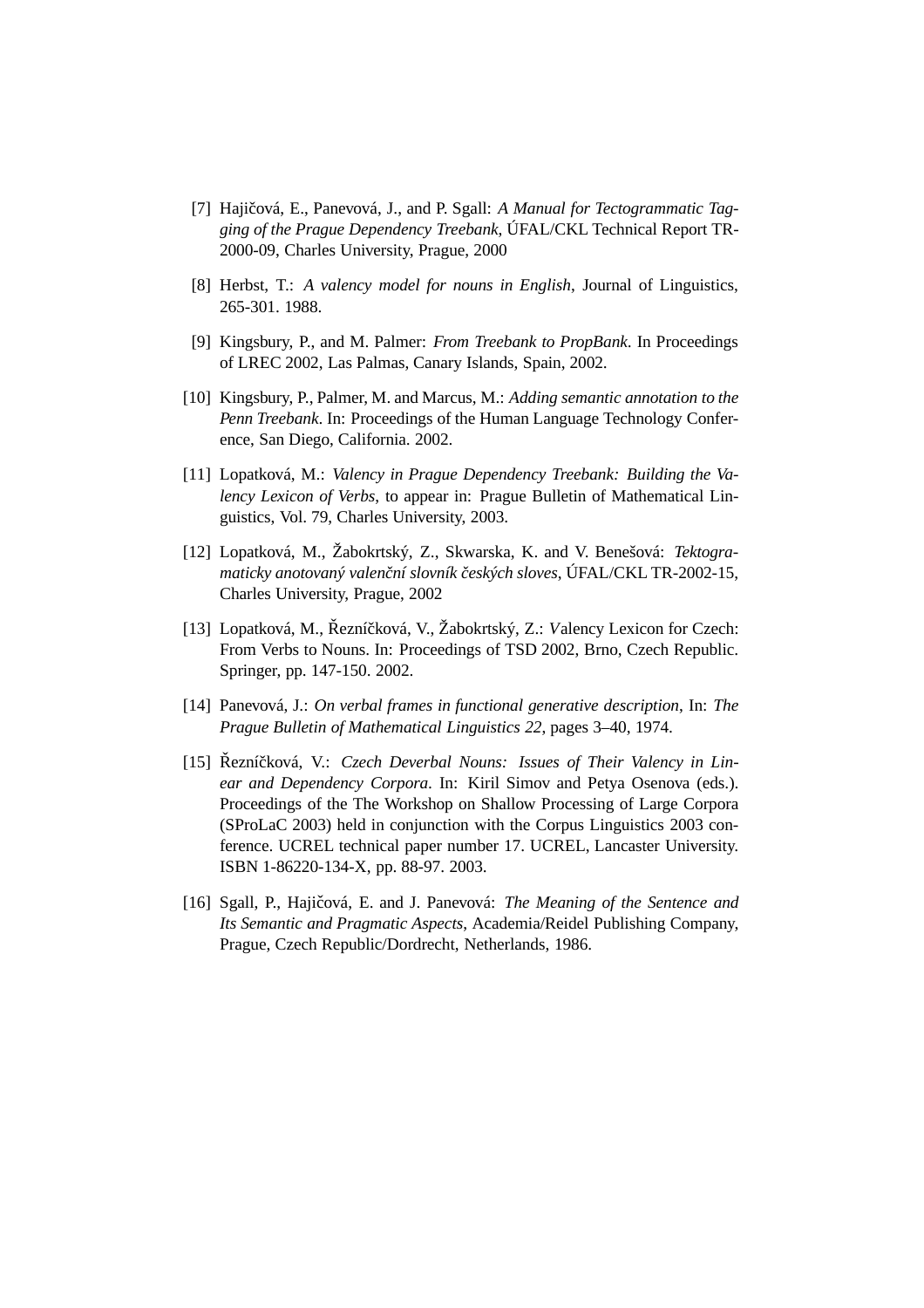[7] Hajičová, E., Panevová, J., and P. Sgall: *A Manual for Tectogrammatic Tagging of the Prague Dependency Treebank*, ÚFAL/CKL Technical Report TR-2000-09, Charles University, Prague, 2000

[8] Herbst, T.: *A valency model for nouns in English*, Journal of Linguistics, 265-301. 1988.

[9] Kingsbury, P., and M. Palmer: *From Treebank to PropBank*. In Proceedings of LREC 2002, Las Palmas, Canary Islands, Spain, 2002.

[10] Kingsbury, P., Palmer, M. and Marcus, M.: *Adding semantic annotation to the Penn Treebank*. In: Proceedings of the Human Language Technology Conference, San Diego, California. 2002.

[11] Lopatková, M.: *Valency in Prague Dependency Treebank: Building the Valency Lexicon of Verbs*, to appear in: Prague Bulletin of Mathematical Linguistics, Vol. 79, Charles University, 2003.

[12] Lopatková, M., Žabokrtský, Z., Skwarska, K. and V. Benešová: *Tektogramaticky anotovaný valenční slovník českých sloves*, ÚFAL/CKL TR-2002-15, Charles University, Prague, 2002

[13] Lopatková, M., Řezníčková, V., Žabokrtský, Z.: *V*alency Lexicon for Czech: From Verbs to Nouns. In: Proceedings of TSD 2002, Brno, Czech Republic. Springer, pp. 147-150. 2002.

[14] Panevová, J.: *On verbal frames in functional generative description*, In: *The Prague Bulletin of Mathematical Linguistics 22*, pages 3–40, 1974.

[15] Řezníčková, V.: *Czech Deverbal Nouns: Issues of Their Valency in Linear and Dependency Corpora*. In: Kiril Simov and Petya Osenova (eds.). Proceedings of the The Workshop on Shallow Processing of Large Corpora (SProLaC 2003) held in conjunction with the Corpus Linguistics 2003 conference. UCREL technical paper number 17. UCREL, Lancaster University. ISBN 1-86220-134-X, pp. 88-97. 2003.

[16] Sgall, P., Hajičová, E. and J. Panevová: *The Meaning of the Sentence and Its Semantic and Pragmatic Aspects*, Academia/Reidel Publishing Company, Prague, Czech Republic/Dordrecht, Netherlands, 1986.